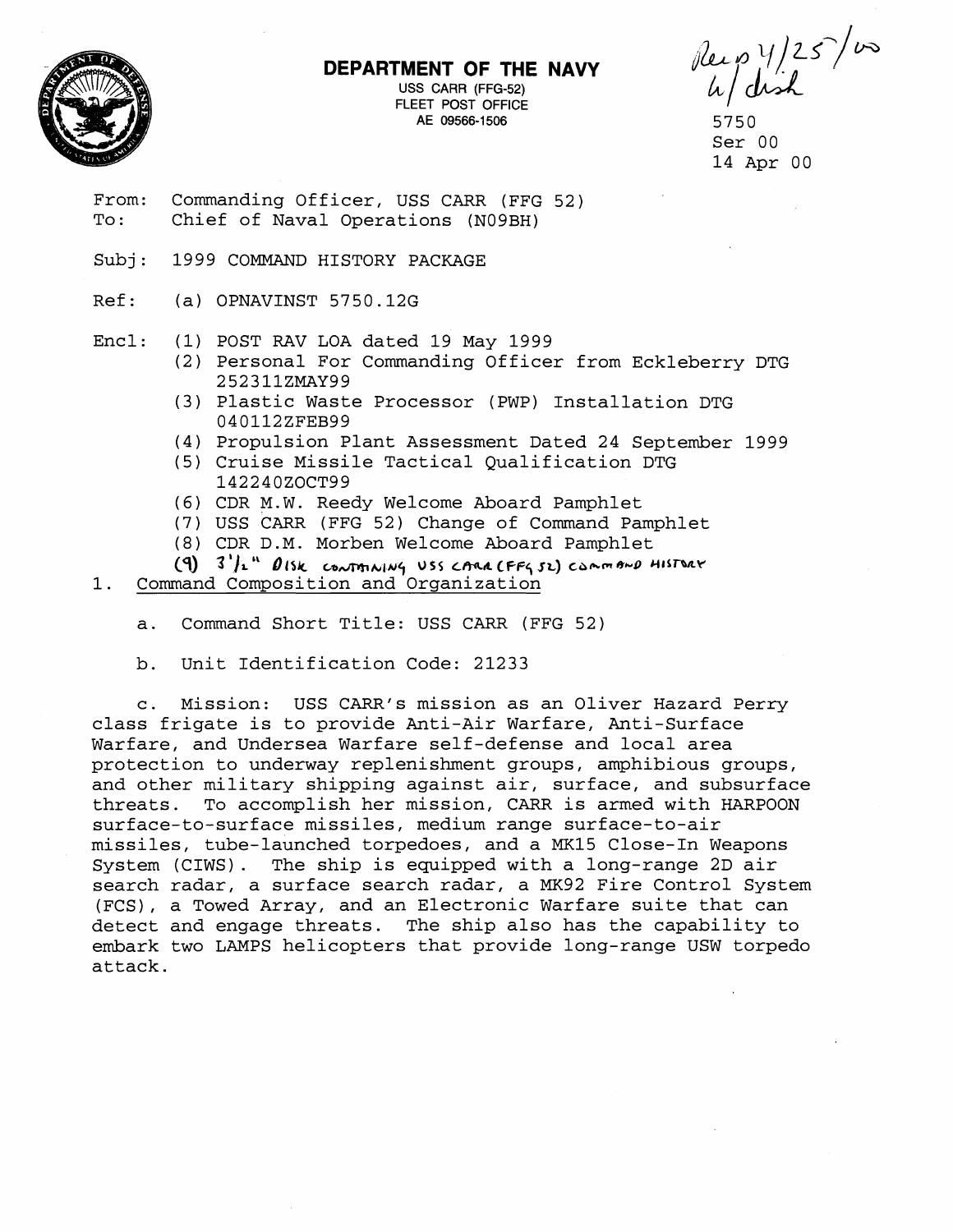# DEPARTMENT OF THE NAVY

USS CARR (FFG-52)
FLEET POST OFFICE
AE 09566-1506

Rec'd 4/25/00
w/ disk

5750
Ser 00
14 Apr 00

From: Commanding Officer, USS CARR (FFG 52)
To: Chief of Naval Operations (N09BH)

Subj: 1999 COMMAND HISTORY PACKAGE

Ref: (a) OPNAVINST 5750.12G

Encl: (1) POST RAV LOA dated 19 May 1999
(2) Personal For Commanding Officer from Eckleberry DTG 252311ZMAY99
(3) Plastic Waste Processor (PWP) Installation DTG 040112ZFEB99
(4) Propulsion Plant Assessment Dated 24 September 1999
(5) Cruise Missile Tactical Qualification DTG 142240ZOCT99
(6) CDR M.W. Reedy Welcome Aboard Pamphlet
(7) USS CARR (FFG 52) Change of Command Pamphlet
(8) CDR D.M. Morben Welcome Aboard Pamphlet
(9) 3 1/2" DISK CONTAINING USS CARR (FFG 52) COMMAND HISTORY

1. Command Composition and Organization

a. Command Short Title: USS CARR (FFG 52)

b. Unit Identification Code: 21233

c. Mission: USS CARR's mission as an Oliver Hazard Perry class frigate is to provide Anti-Air Warfare, Anti-Surface Warfare, and Undersea Warfare self-defense and local area protection to underway replenishment groups, amphibious groups, and other military shipping against air, surface, and subsurface threats. To accomplish her mission, CARR is armed with HARPOON surface-to-surface missiles, medium range surface-to-air missiles, tube-launched torpedoes, and a MK15 Close-In Weapons System (CIWS). The ship is equipped with a long-range 2D air search radar, a surface search radar, a MK92 Fire Control System (FCS), a Towed Array, and an Electronic Warfare suite that can detect and engage threats. The ship also has the capability to embark two LAMPS helicopters that provide long-range USW torpedo attack.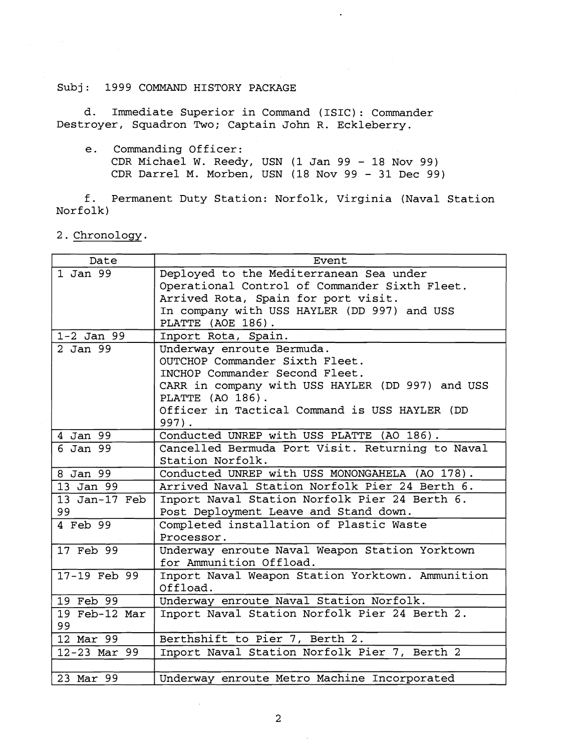Subj: 1999 COMMAND HISTORY PACKAGE

d. Immediate Superior in Command (ISIC): Commander Destroyer, Squadron Two; Captain John R. Eckleberry.

e. Commanding Officer:
CDR Michael W. Reedy, USN (1 Jan 99 - 18 Nov 99)
CDR Darrel M. Morben, USN (18 Nov 99 - 31 Dec 99)

f. Permanent Duty Station: Norfolk, Virginia (Naval Station Norfolk)

2. Chronology.

| Date | Event |
|---|---|
| 1 Jan 99 | Deployed to the Mediterranean Sea under Operational Control of Commander Sixth Fleet. Arrived Rota, Spain for port visit. In company with USS HAYLER (DD 997) and USS PLATTE (AOE 186). |
| 1-2 Jan 99 | Inport Rota, Spain. |
| 2 Jan 99 | Underway enroute Bermuda. OUTCHOP Commander Sixth Fleet. INCHOP Commander Second Fleet. CARR in company with USS HAYLER (DD 997) and USS PLATTE (AO 186). Officer in Tactical Command is USS HAYLER (DD 997). |
| 4 Jan 99 | Conducted UNREP with USS PLATTE (AO 186). |
| 6 Jan 99 | Cancelled Bermuda Port Visit. Returning to Naval Station Norfolk. |
| 8 Jan 99 | Conducted UNREP with USS MONONGAHELA (AO 178). |
| 13 Jan 99 | Arrived Naval Station Norfolk Pier 24 Berth 6. |
| 13 Jan-17 Feb 99 | Inport Naval Station Norfolk Pier 24 Berth 6. Post Deployment Leave and Stand down. |
| 4 Feb 99 | Completed installation of Plastic Waste Processor. |
| 17 Feb 99 | Underway enroute Naval Weapon Station Yorktown for Ammunition Offload. |
| 17-19 Feb 99 | Inport Naval Weapon Station Yorktown. Ammunition Offload. |
| 19 Feb 99 | Underway enroute Naval Station Norfolk. |
| 19 Feb-12 Mar 99 | Inport Naval Station Norfolk Pier 24 Berth 2. |
| 12 Mar 99 | Berthshift to Pier 7, Berth 2. |
| 12-23 Mar 99 | Inport Naval Station Norfolk Pier 7, Berth 2 |
| | |
| 23 Mar 99 | Underway enroute Metro Machine Incorporated |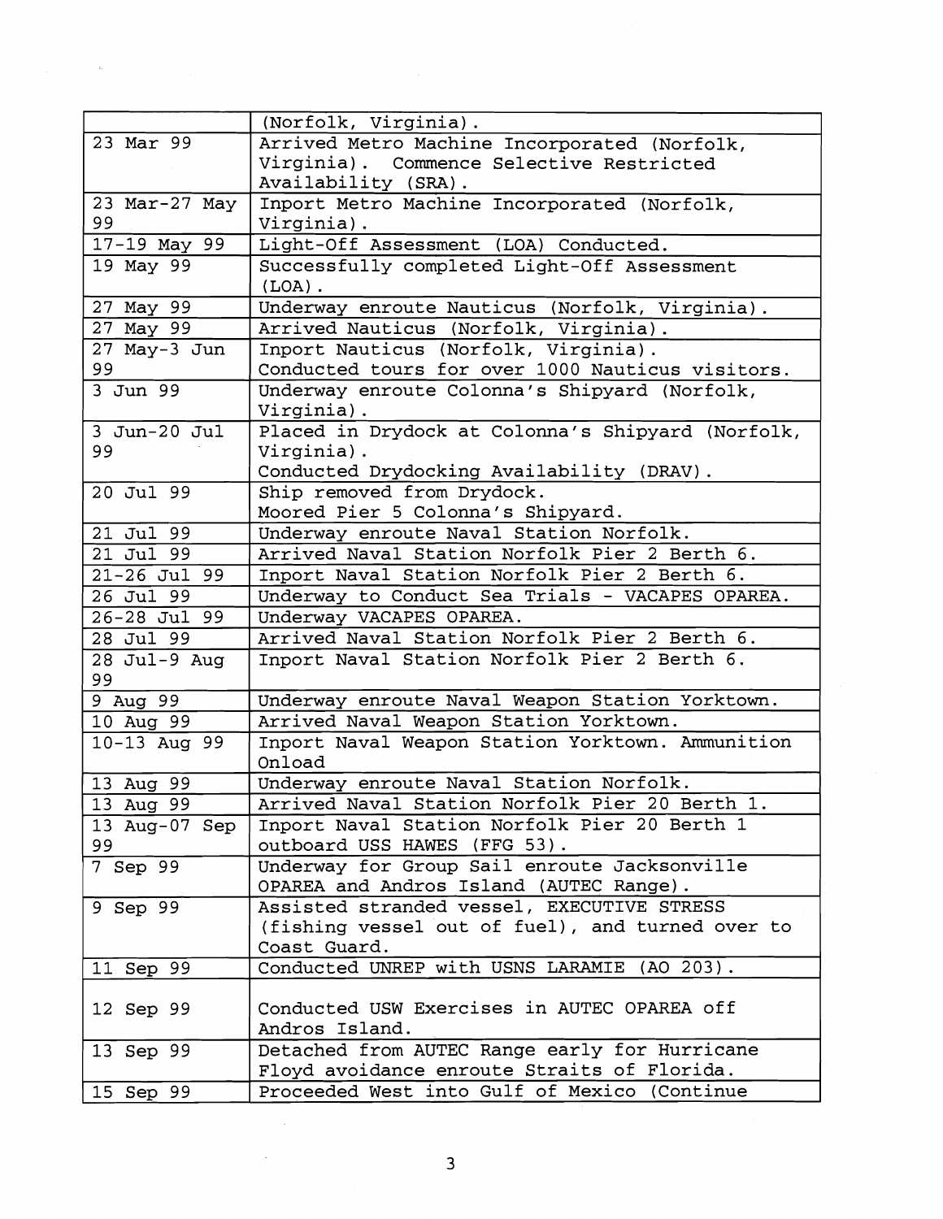| | |
|---|---|
| | (Norfolk, Virginia). |
| 23 Mar 99 | Arrived Metro Machine Incorporated (Norfolk, Virginia). Commence Selective Restricted Availability (SRA). |
| 23 Mar-27 May 99 | Inport Metro Machine Incorporated (Norfolk, Virginia). |
| 17-19 May 99 | Light-Off Assessment (LOA) Conducted. |
| 19 May 99 | Successfully completed Light-Off Assessment (LOA). |
| 27 May 99 | Underway enroute Nauticus (Norfolk, Virginia). |
| 27 May 99 | Arrived Nauticus (Norfolk, Virginia). |
| 27 May-3 Jun 99 | Inport Nauticus (Norfolk, Virginia).<br>Conducted tours for over 1000 Nauticus visitors. |
| 3 Jun 99 | Underway enroute Colonna's Shipyard (Norfolk, Virginia). |
| 3 Jun-20 Jul 99 | Placed in Drydock at Colonna's Shipyard (Norfolk, Virginia).<br>Conducted Drydocking Availability (DRAV). |
| 20 Jul 99 | Ship removed from Drydock.<br>Moored Pier 5 Colonna's Shipyard. |
| 21 Jul 99 | Underway enroute Naval Station Norfolk. |
| 21 Jul 99 | Arrived Naval Station Norfolk Pier 2 Berth 6. |
| 21-26 Jul 99 | Inport Naval Station Norfolk Pier 2 Berth 6. |
| 26 Jul 99 | Underway to Conduct Sea Trials - VACAPES OPAREA. |
| 26-28 Jul 99 | Underway VACAPES OPAREA. |
| 28 Jul 99 | Arrived Naval Station Norfolk Pier 2 Berth 6. |
| 28 Jul-9 Aug 99 | Inport Naval Station Norfolk Pier 2 Berth 6. |
| 9 Aug 99 | Underway enroute Naval Weapon Station Yorktown. |
| 10 Aug 99 | Arrived Naval Weapon Station Yorktown. |
| 10-13 Aug 99 | Inport Naval Weapon Station Yorktown. Ammunition Onload |
| 13 Aug 99 | Underway enroute Naval Station Norfolk. |
| 13 Aug 99 | Arrived Naval Station Norfolk Pier 20 Berth 1. |
| 13 Aug-07 Sep 99 | Inport Naval Station Norfolk Pier 20 Berth 1 outboard USS HAWES (FFG 53). |
| 7 Sep 99 | Underway for Group Sail enroute Jacksonville OPAREA and Andros Island (AUTEC Range). |
| 9 Sep 99 | Assisted stranded vessel, EXECUTIVE STRESS (fishing vessel out of fuel), and turned over to Coast Guard. |
| 11 Sep 99 | Conducted UNREP with USNS LARAMIE (AO 203). |
| 12 Sep 99 | Conducted USW Exercises in AUTEC OPAREA off Andros Island. |
| 13 Sep 99 | Detached from AUTEC Range early for Hurricane Floyd avoidance enroute Straits of Florida. |
| 15 Sep 99 | Proceeded West into Gulf of Mexico (Continue |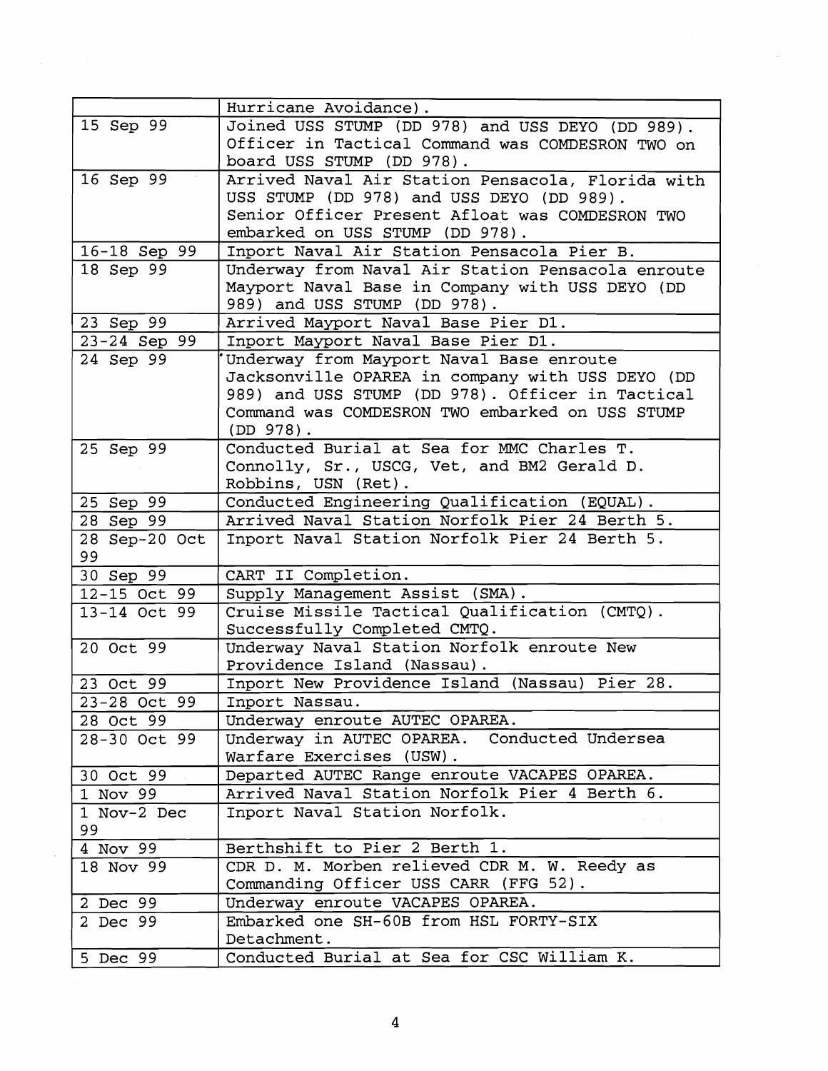| | |
|---|---|
| | Hurricane Avoidance). |
| 15 Sep 99 | Joined USS STUMP (DD 978) and USS DEYO (DD 989). Officer in Tactical Command was COMDESRON TWO on board USS STUMP (DD 978). |
| 16 Sep 99 | Arrived Naval Air Station Pensacola, Florida with USS STUMP (DD 978) and USS DEYO (DD 989). Senior Officer Present Afloat was COMDESRON TWO embarked on USS STUMP (DD 978). |
| 16-18 Sep 99 | Inport Naval Air Station Pensacola Pier B. |
| 18 Sep 99 | Underway from Naval Air Station Pensacola enroute Mayport Naval Base in Company with USS DEYO (DD 989) and USS STUMP (DD 978). |
| 23 Sep 99 | Arrived Mayport Naval Base Pier D1. |
| 23-24 Sep 99 | Inport Mayport Naval Base Pier D1. |
| 24 Sep 99 | Underway from Mayport Naval Base enroute Jacksonville OPAREA in company with USS DEYO (DD 989) and USS STUMP (DD 978). Officer in Tactical Command was COMDESRON TWO embarked on USS STUMP (DD 978). |
| 25 Sep 99 | Conducted Burial at Sea for MMC Charles T. Connolly, Sr., USCG, Vet, and BM2 Gerald D. Robbins, USN (Ret). |
| 25 Sep 99 | Conducted Engineering Qualification (EQUAL). |
| 28 Sep 99 | Arrived Naval Station Norfolk Pier 24 Berth 5. |
| 28 Sep-20 Oct 99 | Inport Naval Station Norfolk Pier 24 Berth 5. |
| 30 Sep 99 | CART II Completion. |
| 12-15 Oct 99 | Supply Management Assist (SMA). |
| 13-14 Oct 99 | Cruise Missile Tactical Qualification (CMTQ). Successfully Completed CMTQ. |
| 20 Oct 99 | Underway Naval Station Norfolk enroute New Providence Island (Nassau). |
| 23 Oct 99 | Inport New Providence Island (Nassau) Pier 28. |
| 23-28 Oct 99 | Inport Nassau. |
| 28 Oct 99 | Underway enroute AUTEC OPAREA. |
| 28-30 Oct 99 | Underway in AUTEC OPAREA. Conducted Undersea Warfare Exercises (USW). |
| 30 Oct 99 | Departed AUTEC Range enroute VACAPES OPAREA. |
| 1 Nov 99 | Arrived Naval Station Norfolk Pier 4 Berth 6. |
| 1 Nov-2 Dec 99 | Inport Naval Station Norfolk. |
| 4 Nov 99 | Berthshift to Pier 2 Berth 1. |
| 18 Nov 99 | CDR D. M. Morben relieved CDR M. W. Reedy as Commanding Officer USS CARR (FFG 52). |
| 2 Dec 99 | Underway enroute VACAPES OPAREA. |
| 2 Dec 99 | Embarked one SH-60B from HSL FORTY-SIX Detachment. |
| 5 Dec 99 | Conducted Burial at Sea for CSC William K. |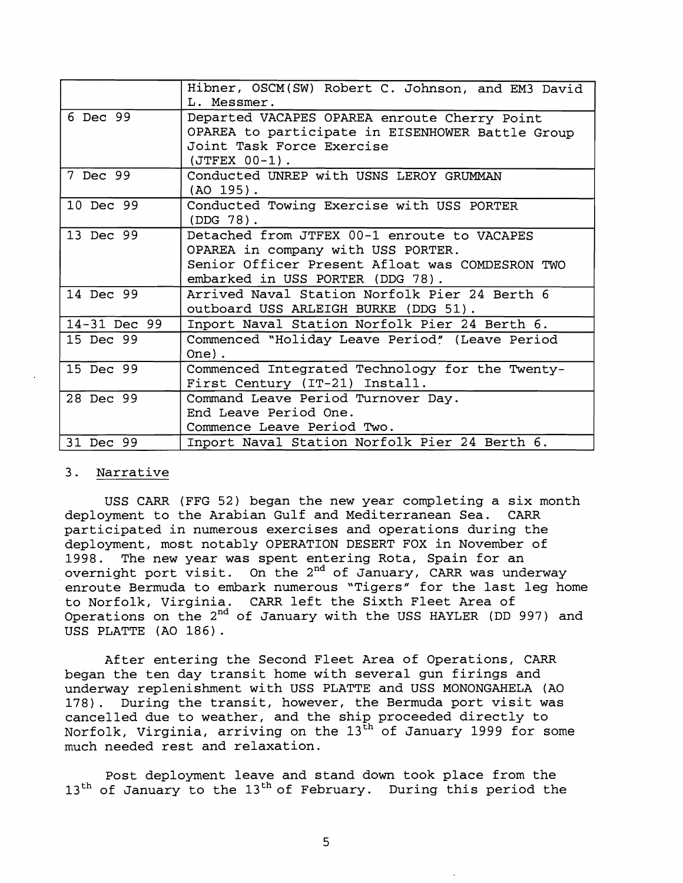| | |
|---|---|
| | Hibner, OSCM(SW) Robert C. Johnson, and EM3 David L. Messmer. |
| 6 Dec 99 | Departed VACAPES OPAREA enroute Cherry Point OPAREA to participate in EISENHOWER Battle Group Joint Task Force Exercise (JTFEX 00-1). |
| 7 Dec 99 | Conducted UNREP with USNS LEROY GRUMMAN (AO 195). |
| 10 Dec 99 | Conducted Towing Exercise with USS PORTER (DDG 78). |
| 13 Dec 99 | Detached from JTFEX 00-1 enroute to VACAPES OPAREA in company with USS PORTER. Senior Officer Present Afloat was COMDESRON TWO embarked in USS PORTER (DDG 78). |
| 14 Dec 99 | Arrived Naval Station Norfolk Pier 24 Berth 6 outboard USS ARLEIGH BURKE (DDG 51). |
| 14-31 Dec 99 | Inport Naval Station Norfolk Pier 24 Berth 6. |
| 15 Dec 99 | Commenced "Holiday Leave Period" (Leave Period One). |
| 15 Dec 99 | Commenced Integrated Technology for the Twenty-First Century (IT-21) Install. |
| 28 Dec 99 | Command Leave Period Turnover Day. End Leave Period One. Commence Leave Period Two. |
| 31 Dec 99 | Inport Naval Station Norfolk Pier 24 Berth 6. |

3. Narrative

USS CARR (FFG 52) began the new year completing a six month deployment to the Arabian Gulf and Mediterranean Sea. CARR participated in numerous exercises and operations during the deployment, most notably OPERATION DESERT FOX in November of 1998. The new year was spent entering Rota, Spain for an overnight port visit. On the 2nd of January, CARR was underway enroute Bermuda to embark numerous "Tigers" for the last leg home to Norfolk, Virginia. CARR left the Sixth Fleet Area of Operations on the 2nd of January with the USS HAYLER (DD 997) and USS PLATTE (AO 186).

After entering the Second Fleet Area of Operations, CARR began the ten day transit home with several gun firings and underway replenishment with USS PLATTE and USS MONONGAHELA (AO 178). During the transit, however, the Bermuda port visit was cancelled due to weather, and the ship proceeded directly to Norfolk, Virginia, arriving on the 13th of January 1999 for some much needed rest and relaxation.

Post deployment leave and stand down took place from the 13th of January to the 13th of February. During this period the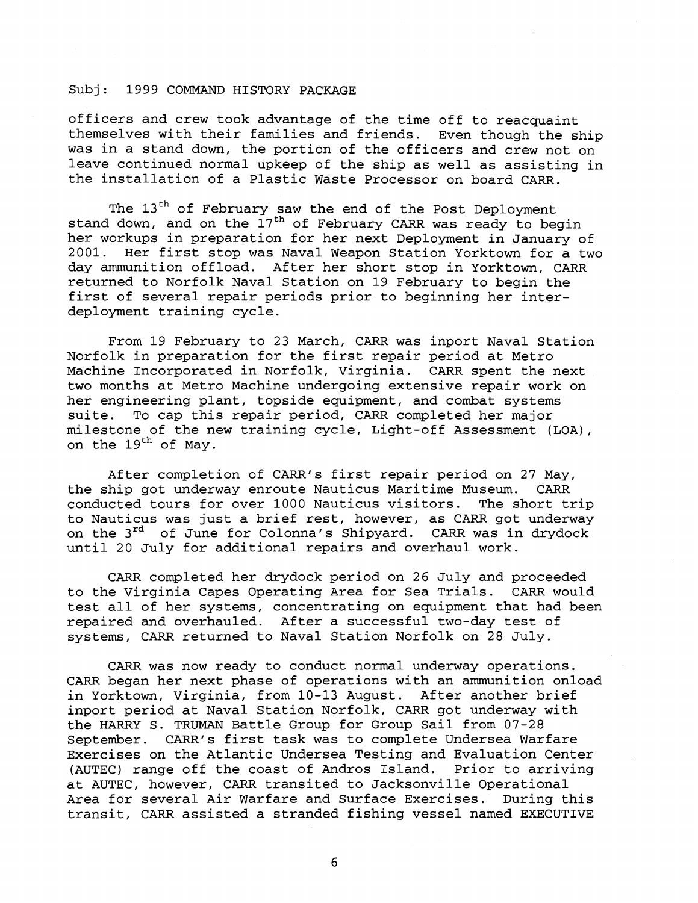Subj: 1999 COMMAND HISTORY PACKAGE

officers and crew took advantage of the time off to reacquaint themselves with their families and friends. Even though the ship was in a stand down, the portion of the officers and crew not on leave continued normal upkeep of the ship as well as assisting in the installation of a Plastic Waste Processor on board CARR.

The 13th of February saw the end of the Post Deployment stand down, and on the 17th of February CARR was ready to begin her workups in preparation for her next Deployment in January of 2001. Her first stop was Naval Weapon Station Yorktown for a two day ammunition offload. After her short stop in Yorktown, CARR returned to Norfolk Naval Station on 19 February to begin the first of several repair periods prior to beginning her inter-deployment training cycle.

From 19 February to 23 March, CARR was inport Naval Station Norfolk in preparation for the first repair period at Metro Machine Incorporated in Norfolk, Virginia. CARR spent the next two months at Metro Machine undergoing extensive repair work on her engineering plant, topside equipment, and combat systems suite. To cap this repair period, CARR completed her major milestone of the new training cycle, Light-off Assessment (LOA), on the 19th of May.

After completion of CARR's first repair period on 27 May, the ship got underway enroute Nauticus Maritime Museum. CARR conducted tours for over 1000 Nauticus visitors. The short trip to Nauticus was just a brief rest, however, as CARR got underway on the 3rd of June for Colonna's Shipyard. CARR was in drydock until 20 July for additional repairs and overhaul work.

CARR completed her drydock period on 26 July and proceeded to the Virginia Capes Operating Area for Sea Trials. CARR would test all of her systems, concentrating on equipment that had been repaired and overhauled. After a successful two-day test of systems, CARR returned to Naval Station Norfolk on 28 July.

CARR was now ready to conduct normal underway operations. CARR began her next phase of operations with an ammunition onload in Yorktown, Virginia, from 10-13 August. After another brief inport period at Naval Station Norfolk, CARR got underway with the HARRY S. TRUMAN Battle Group for Group Sail from 07-28 September. CARR's first task was to complete Undersea Warfare Exercises on the Atlantic Undersea Testing and Evaluation Center (AUTEC) range off the coast of Andros Island. Prior to arriving at AUTEC, however, CARR transited to Jacksonville Operational Area for several Air Warfare and Surface Exercises. During this transit, CARR assisted a stranded fishing vessel named EXECUTIVE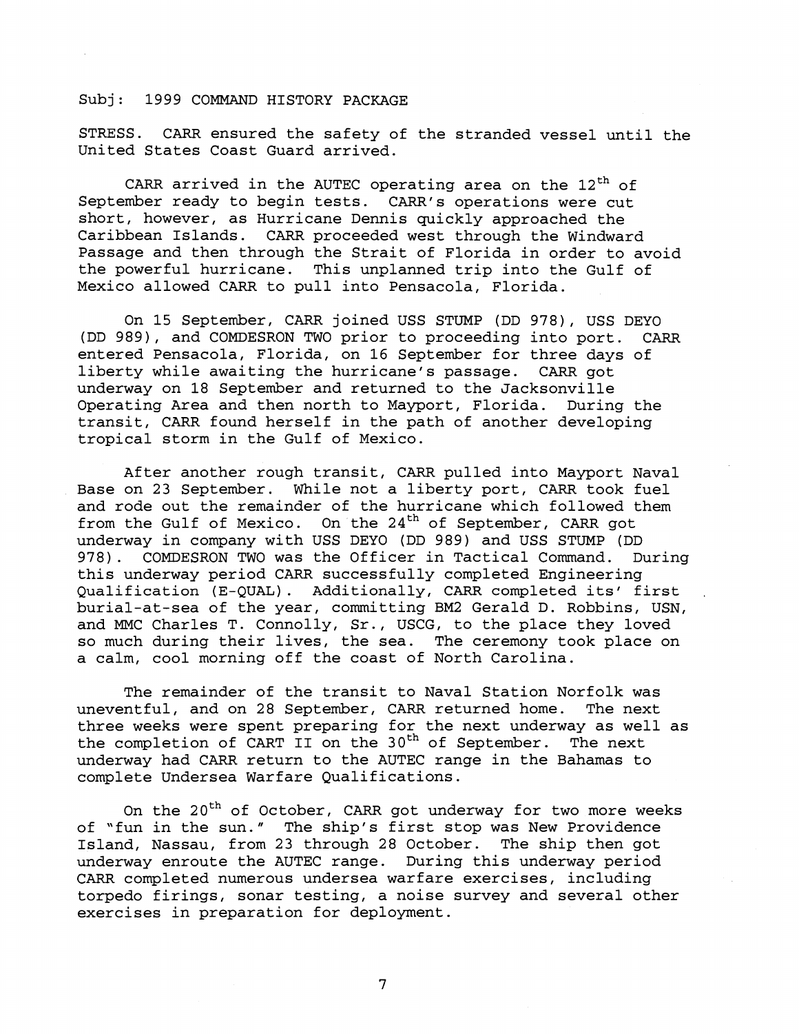Subj: 1999 COMMAND HISTORY PACKAGE

STRESS. CARR ensured the safety of the stranded vessel until the United States Coast Guard arrived.

CARR arrived in the AUTEC operating area on the 12th of September ready to begin tests. CARR's operations were cut short, however, as Hurricane Dennis quickly approached the Caribbean Islands. CARR proceeded west through the Windward Passage and then through the Strait of Florida in order to avoid the powerful hurricane. This unplanned trip into the Gulf of Mexico allowed CARR to pull into Pensacola, Florida.

On 15 September, CARR joined USS STUMP (DD 978), USS DEYO (DD 989), and COMDESRON TWO prior to proceeding into port. CARR entered Pensacola, Florida, on 16 September for three days of liberty while awaiting the hurricane's passage. CARR got underway on 18 September and returned to the Jacksonville Operating Area and then north to Mayport, Florida. During the transit, CARR found herself in the path of another developing tropical storm in the Gulf of Mexico.

After another rough transit, CARR pulled into Mayport Naval Base on 23 September. While not a liberty port, CARR took fuel and rode out the remainder of the hurricane which followed them from the Gulf of Mexico. On the 24th of September, CARR got underway in company with USS DEYO (DD 989) and USS STUMP (DD 978). COMDESRON TWO was the Officer in Tactical Command. During this underway period CARR successfully completed Engineering Qualification (E-QUAL). Additionally, CARR completed its' first burial-at-sea of the year, committing BM2 Gerald D. Robbins, USN, and MMC Charles T. Connolly, Sr., USCG, to the place they loved so much during their lives, the sea. The ceremony took place on a calm, cool morning off the coast of North Carolina.

The remainder of the transit to Naval Station Norfolk was uneventful, and on 28 September, CARR returned home. The next three weeks were spent preparing for the next underway as well as the completion of CART II on the 30th of September. The next underway had CARR return to the AUTEC range in the Bahamas to complete Undersea Warfare Qualifications.

On the 20th of October, CARR got underway for two more weeks of "fun in the sun." The ship's first stop was New Providence Island, Nassau, from 23 through 28 October. The ship then got underway enroute the AUTEC range. During this underway period CARR completed numerous undersea warfare exercises, including torpedo firings, sonar testing, a noise survey and several other exercises in preparation for deployment.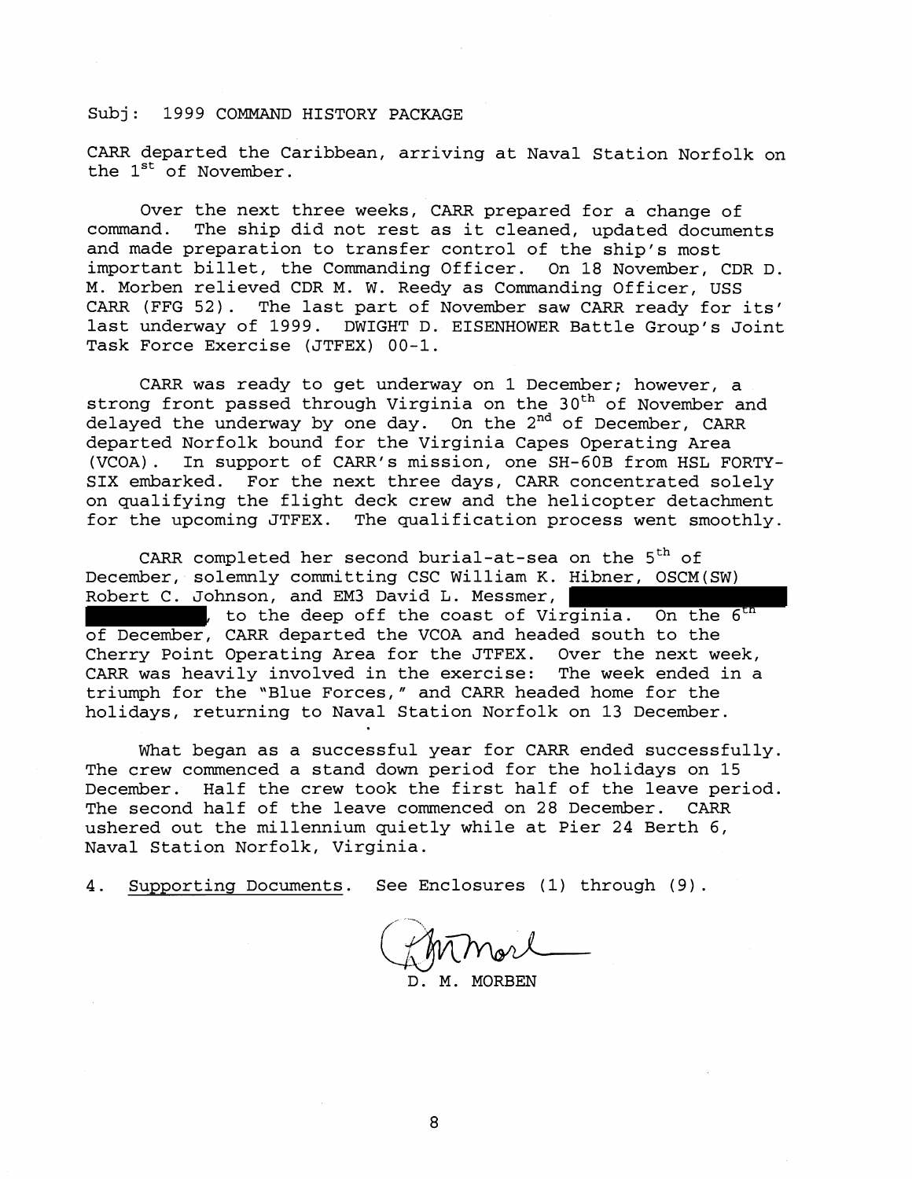Subj: 1999 COMMAND HISTORY PACKAGE

CARR departed the Caribbean, arriving at Naval Station Norfolk on the 1st of November.

Over the next three weeks, CARR prepared for a change of command. The ship did not rest as it cleaned, updated documents and made preparation to transfer control of the ship's most important billet, the Commanding Officer. On 18 November, CDR D. M. Morben relieved CDR M. W. Reedy as Commanding Officer, USS CARR (FFG 52). The last part of November saw CARR ready for its' last underway of 1999. DWIGHT D. EISENHOWER Battle Group's Joint Task Force Exercise (JTFEX) 00-1.

CARR was ready to get underway on 1 December; however, a strong front passed through Virginia on the 30th of November and delayed the underway by one day. On the 2nd of December, CARR departed Norfolk bound for the Virginia Capes Operating Area (VCOA). In support of CARR's mission, one SH-60B from HSL FORTY-SIX embarked. For the next three days, CARR concentrated solely on qualifying the flight deck crew and the helicopter detachment for the upcoming JTFEX. The qualification process went smoothly.

CARR completed her second burial-at-sea on the 5th of December, solemnly committing CSC William K. Hibner, OSCM(SW) Robert C. Johnson, and EM3 David L. Messmer, [REDACTED], to the deep off the coast of Virginia. On the 6th of December, CARR departed the VCOA and headed south to the Cherry Point Operating Area for the JTFEX. Over the next week, CARR was heavily involved in the exercise: The week ended in a triumph for the "Blue Forces," and CARR headed home for the holidays, returning to Naval Station Norfolk on 13 December.

What began as a successful year for CARR ended successfully. The crew commenced a stand down period for the holidays on 15 December. Half the crew took the first half of the leave period. The second half of the leave commenced on 28 December. CARR ushered out the millennium quietly while at Pier 24 Berth 6, Naval Station Norfolk, Virginia.

4. Supporting Documents. See Enclosures (1) through (9).

D. M. MORBEN